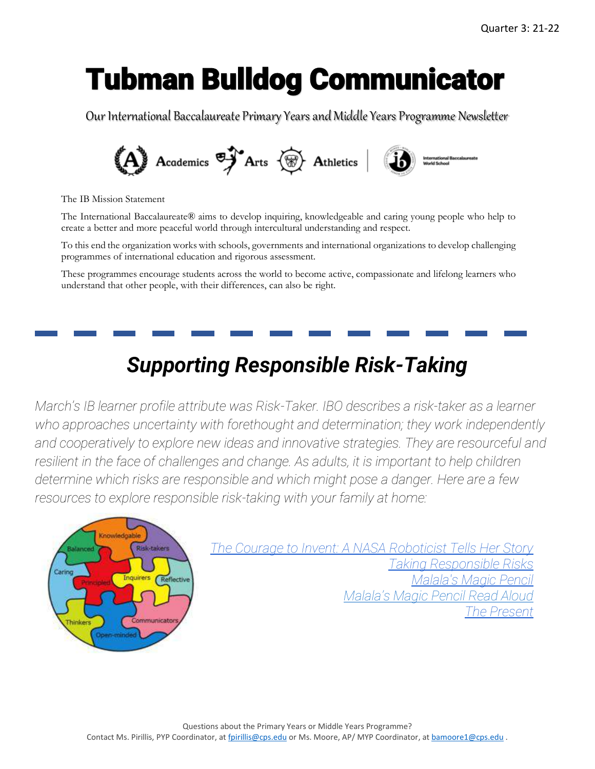Quarter 3: 21-22

# Tubman Bulldog Communicator

Our International Baccalaureate Primary Years and Middle Years Programme Newsletter

Academics Arts Athletics | International Baccalaureate World School

The IB Mission Statement

The International Baccalaureate® aims to develop inquiring, knowledgeable and caring young people who help to create a better and more peaceful world through intercultural understanding and respect.

To this end the organization works with schools, governments and international organizations to develop challenging programmes of international education and rigorous assessment.

These programmes encourage students across the world to become active, compassionate and lifelong learners who understand that other people, with their differences, can also be right.

## *Supporting Responsible Risk-Taking*

*March's IB learner profile attribute was Risk-Taker. IBO describes a risk-taker as a learner who approaches uncertainty with forethought and determination; they work independently and cooperatively to explore new ideas and innovative strategies. They are resourceful and resilient in the face of challenges and change. As adults, it is important to help children determine which risks are responsible and which might pose a danger. Here are a few resources to explore responsible risk-taking with your family at home:*

*The Courage to Invent: A NASA Roboticist Tells Her Story*
*Taking Responsible Risks*
*Malala's Magic Pencil*
*Malala's Magic Pencil Read Aloud*
*The Present*

Questions about the Primary Years or Middle Years Programme?
Contact Ms. Pirillis, PYP Coordinator, at fpirillis@cps.edu or Ms. Moore, AP/ MYP Coordinator, at bamoore1@cps.edu .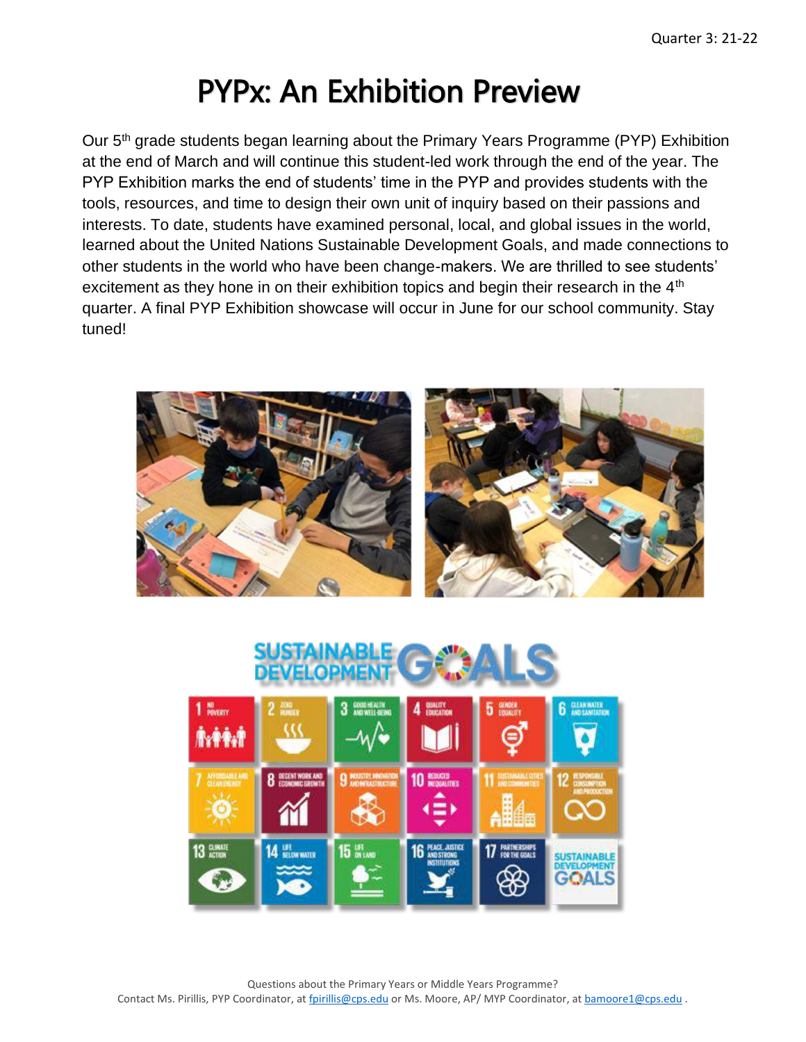Quarter 3: 21-22

# PYPx: An Exhibition Preview

Our 5th grade students began learning about the Primary Years Programme (PYP) Exhibition at the end of March and will continue this student-led work through the end of the year. The PYP Exhibition marks the end of students' time in the PYP and provides students with the tools, resources, and time to design their own unit of inquiry based on their passions and interests. To date, students have examined personal, local, and global issues in the world, learned about the United Nations Sustainable Development Goals, and made connections to other students in the world who have been change-makers. We are thrilled to see students' excitement as they hone in on their exhibition topics and begin their research in the 4th quarter. A final PYP Exhibition showcase will occur in June for our school community. Stay tuned!

Questions about the Primary Years or Middle Years Programme?
Contact Ms. Pirillis, PYP Coordinator, at fpirillis@cps.edu or Ms. Moore, AP/ MYP Coordinator, at bamoore1@cps.edu .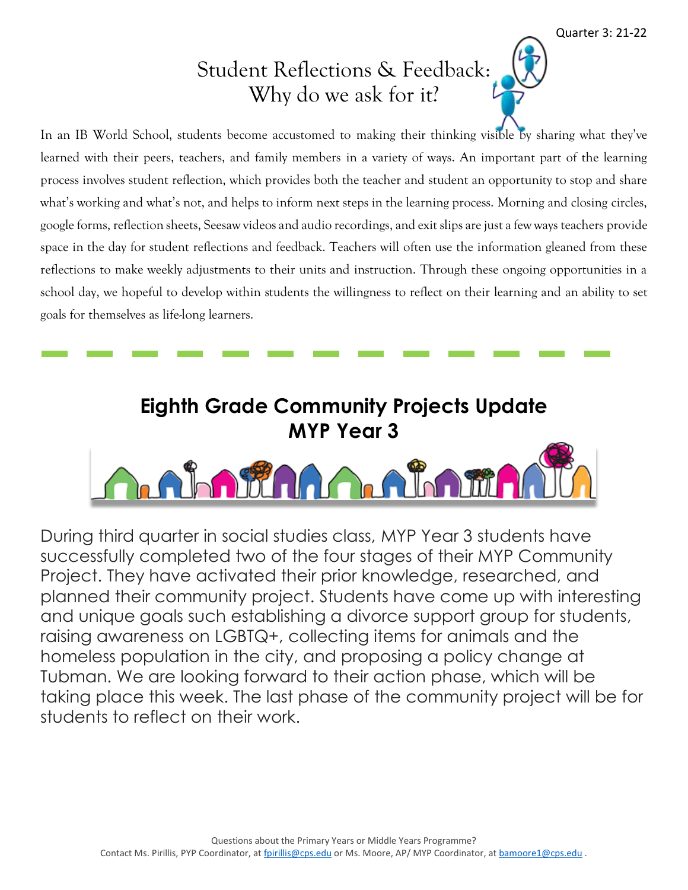Quarter 3: 21-22

# Student Reflections & Feedback: Why do we ask for it?

In an IB World School, students become accustomed to making their thinking visible by sharing what they've learned with their peers, teachers, and family members in a variety of ways. An important part of the learning process involves student reflection, which provides both the teacher and student an opportunity to stop and share what's working and what's not, and helps to inform next steps in the learning process. Morning and closing circles, google forms, reflection sheets, Seesaw videos and audio recordings, and exit slips are just a few ways teachers provide space in the day for student reflections and feedback. Teachers will often use the information gleaned from these reflections to make weekly adjustments to their units and instruction. Through these ongoing opportunities in a school day, we hopeful to develop within students the willingness to reflect on their learning and an ability to set goals for themselves as life-long learners.

# Eighth Grade Community Projects Update MYP Year 3

During third quarter in social studies class, MYP Year 3 students have successfully completed two of the four stages of their MYP Community Project. They have activated their prior knowledge, researched, and planned their community project. Students have come up with interesting and unique goals such establishing a divorce support group for students, raising awareness on LGBTQ+, collecting items for animals and the homeless population in the city, and proposing a policy change at Tubman. We are looking forward to their action phase, which will be taking place this week. The last phase of the community project will be for students to reflect on their work.

Questions about the Primary Years or Middle Years Programme?
Contact Ms. Pirillis, PYP Coordinator, at fpirillis@cps.edu or Ms. Moore, AP/ MYP Coordinator, at bamoore1@cps.edu .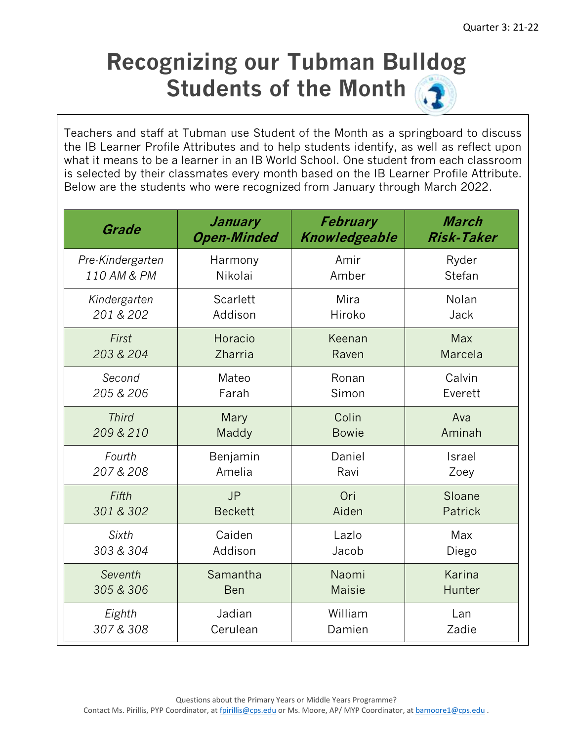Quarter 3: 21-22

# Recognizing our Tubman Bulldog Students of the Month

Teachers and staff at Tubman use Student of the Month as a springboard to discuss the IB Learner Profile Attributes and to help students identify, as well as reflect upon what it means to be a learner in an IB World School. One student from each classroom is selected by their classmates every month based on the IB Learner Profile Attribute. Below are the students who were recognized from January through March 2022.

| ***Grade*** | ***January Open-Minded*** | ***February Knowledgeable*** | ***March Risk-Taker*** |
|---|---|---|---|
| *Pre-Kindergarten 110 AM & PM* | Harmony Nikolai | Amir Amber | Ryder Stefan |
| *Kindergarten 201 & 202* | Scarlett Addison | Mira Hiroko | Nolan Jack |
| *First 203 & 204* | Horacio Zharria | Keenan Raven | Max Marcela |
| *Second 205 & 206* | Mateo Farah | Ronan Simon | Calvin Everett |
| *Third 209 & 210* | Mary Maddy | Colin Bowie | Ava Aminah |
| *Fourth 207 & 208* | Benjamin Amelia | Daniel Ravi | Israel Zoey |
| *Fifth 301 & 302* | JP Beckett | Ori Aiden | Sloane Patrick |
| *Sixth 303 & 304* | Caiden Addison | Lazlo Jacob | Max Diego |
| *Seventh 305 & 306* | Samantha Ben | Naomi Maisie | Karina Hunter |
| *Eighth 307 & 308* | Jadian Cerulean | William Damien | Lan Zadie |

Questions about the Primary Years or Middle Years Programme?
Contact Ms. Pirillis, PYP Coordinator, at fpirillis@cps.edu or Ms. Moore, AP/ MYP Coordinator, at bamoore1@cps.edu .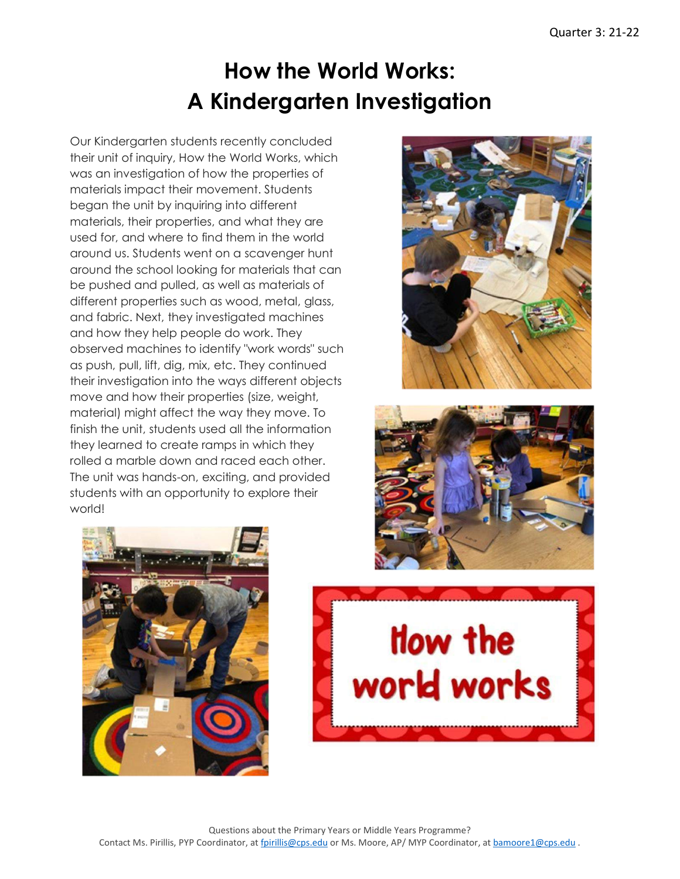Quarter 3: 21-22

# How the World Works: A Kindergarten Investigation

Our Kindergarten students recently concluded their unit of inquiry, How the World Works, which was an investigation of how the properties of materials impact their movement. Students began the unit by inquiring into different materials, their properties, and what they are used for, and where to find them in the world around us. Students went on a scavenger hunt around the school looking for materials that can be pushed and pulled, as well as materials of different properties such as wood, metal, glass, and fabric. Next, they investigated machines and how they help people do work. They observed machines to identify "work words" such as push, pull, lift, dig, mix, etc. They continued their investigation into the ways different objects move and how their properties (size, weight, material) might affect the way they move. To finish the unit, students used all the information they learned to create ramps in which they rolled a marble down and raced each other. The unit was hands-on, exciting, and provided students with an opportunity to explore their world!

Questions about the Primary Years or Middle Years Programme?
Contact Ms. Pirillis, PYP Coordinator, at fpirillis@cps.edu or Ms. Moore, AP/ MYP Coordinator, at bamoore1@cps.edu .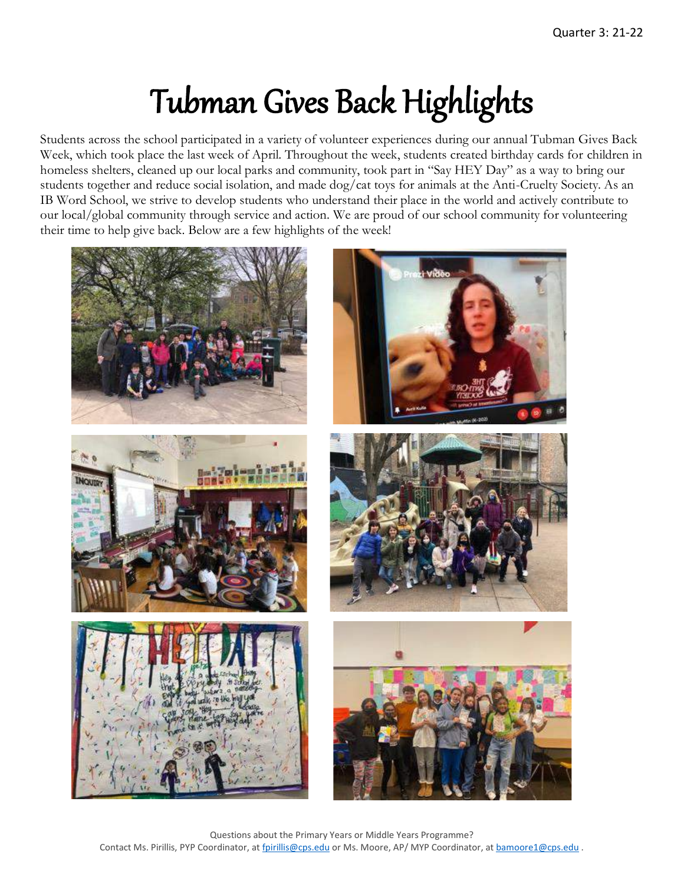# Tubman Gives Back Highlights

Students across the school participated in a variety of volunteer experiences during our annual Tubman Gives Back Week, which took place the last week of April. Throughout the week, students created birthday cards for children in homeless shelters, cleaned up our local parks and community, took part in "Say HEY Day" as a way to bring our students together and reduce social isolation, and made dog/cat toys for animals at the Anti-Cruelty Society. As an IB Word School, we strive to develop students who understand their place in the world and actively contribute to our local/global community through service and action. We are proud of our school community for volunteering their time to help give back. Below are a few highlights of the week!

Questions about the Primary Years or Middle Years Programme?
Contact Ms. Pirillis, PYP Coordinator, at fpirillis@cps.edu or Ms. Moore, AP/ MYP Coordinator, at bamoore1@cps.edu .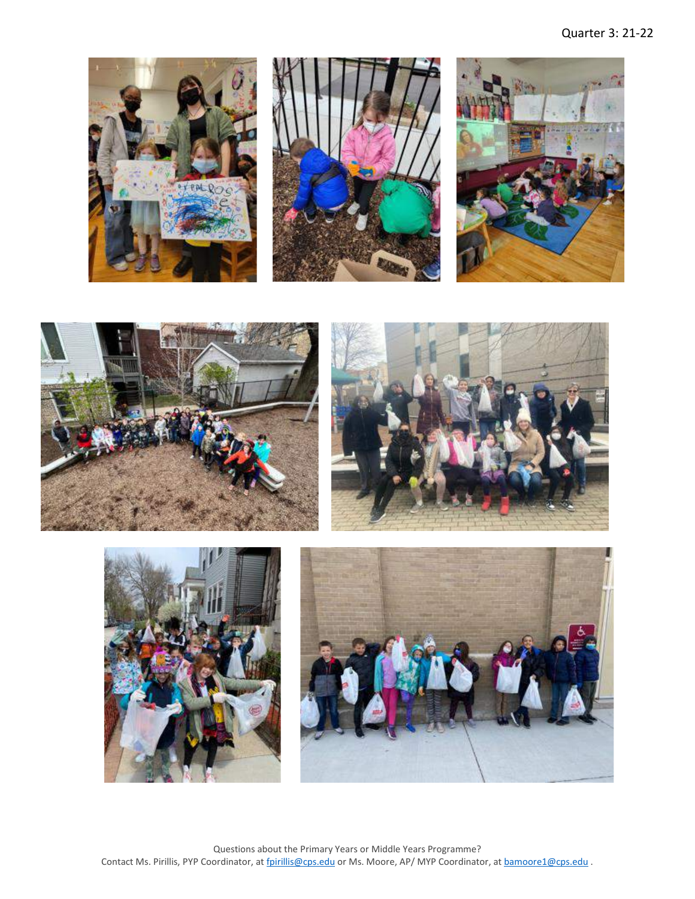Questions about the Primary Years or Middle Years Programme?
Contact Ms. Pirillis, PYP Coordinator, at fpirillis@cps.edu or Ms. Moore, AP/ MYP Coordinator, at bamoore1@cps.edu .